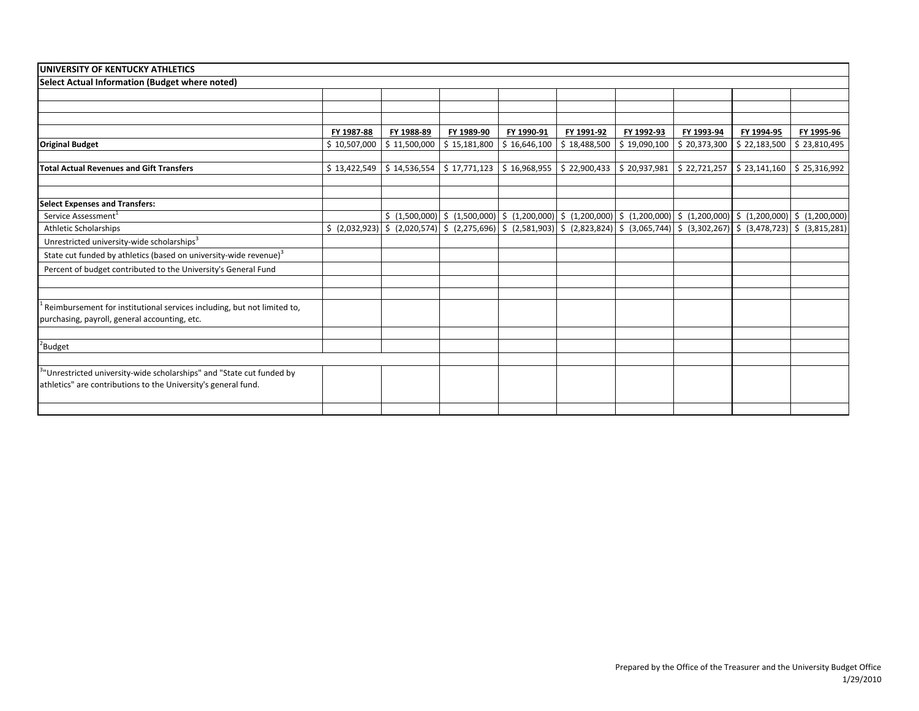## UNIVERSITY OF KENTUCKY ATHLETICS

**Select Actual Information (Budget where noted)**

| | FY 1987-88 | FY 1988-89 | FY 1989-90 | FY 1990-91 | FY 1991-92 | FY 1992-93 | FY 1993-94 | FY 1994-95 | FY 1995-96 |
|---|---|---|---|---|---|---|---|---|---|
| **Original Budget** | $ 10,507,000 | $ 11,500,000 | $ 15,181,800 | $ 16,646,100 | $ 18,488,500 | $ 19,090,100 | $ 20,373,300 | $ 22,183,500 | $ 23,810,495 |
| | | | | | | | | | |
| **Total Actual Revenues and Gift Transfers** | $ 13,422,549 | $ 14,536,554 | $ 17,771,123 | $ 16,968,955 | $ 22,900,433 | $ 20,937,981 | $ 22,721,257 | $ 23,141,160 | $ 25,316,992 |
| | | | | | | | | | |
| **Select Expenses and Transfers:** | | | | | | | | | |
| Service Assessment[1] | | $ (1,500,000) | $ (1,500,000) | $ (1,200,000) | $ (1,200,000) | $ (1,200,000) | $ (1,200,000) | $ (1,200,000) | $ (1,200,000) |
| Athletic Scholarships | $ (2,032,923) | $ (2,020,574) | $ (2,275,696) | $ (2,581,903) | $ (2,823,824) | $ (3,065,744) | $ (3,302,267) | $ (3,478,723) | $ (3,815,281) |
| Unrestricted university-wide scholarships[3] | | | | | | | | | |
| State cut funded by athletics (based on university-wide revenue)[3] | | | | | | | | | |
| Percent of budget contributed to the University's General Fund | | | | | | | | | |

[1] Reimbursement for institutional services including, but not limited to, purchasing, payroll, general accounting, etc.

[2] Budget

[3] "Unrestricted university-wide scholarships" and "State cut funded by athletics" are contributions to the University's general fund.

Prepared by the Office of the Treasurer and the University Budget Office
1/29/2010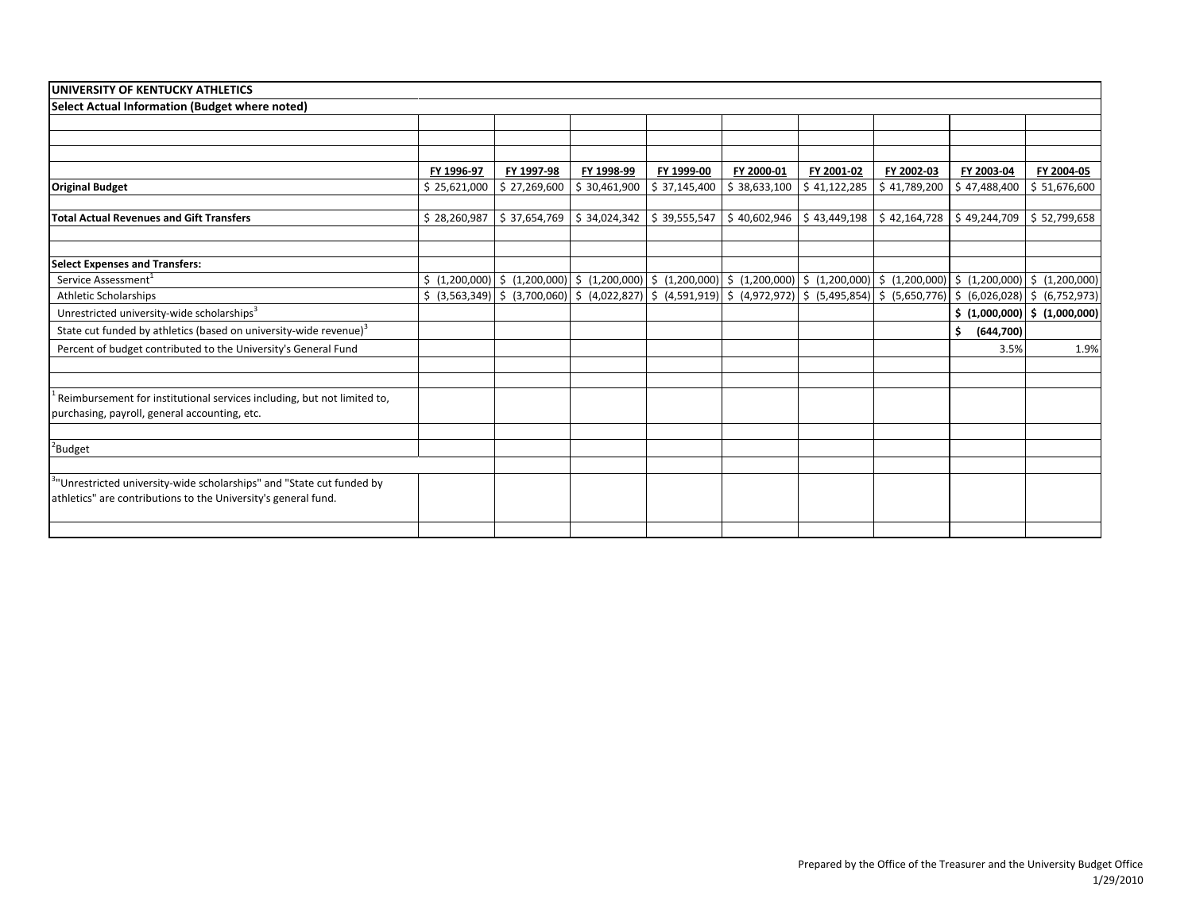| UNIVERSITY OF KENTUCKY ATHLETICS | | | | | | | | | |
|---|---|---|---|---|---|---|---|---|---|
| **Select Actual Information (Budget where noted)** | | | | | | | | | |
| | **FY 1996-97** | **FY 1997-98** | **FY 1998-99** | **FY 1999-00** | **FY 2000-01** | **FY 2001-02** | **FY 2002-03** | **FY 2003-04** | **FY 2004-05** |
| **Original Budget** | $ 25,621,000 | $ 27,269,600 | $ 30,461,900 | $ 37,145,400 | $ 38,633,100 | $ 41,122,285 | $ 41,789,200 | $ 47,488,400 | $ 51,676,600 |
| **Total Actual Revenues and Gift Transfers** | $ 28,260,987 | $ 37,654,769 | $ 34,024,342 | $ 39,555,547 | $ 40,602,946 | $ 43,449,198 | $ 42,164,728 | $ 49,244,709 | $ 52,799,658 |
| **Select Expenses and Transfers:** | | | | | | | | | |
| Service Assessment[1] | $ (1,200,000) | $ (1,200,000) | $ (1,200,000) | $ (1,200,000) | $ (1,200,000) | $ (1,200,000) | $ (1,200,000) | $ (1,200,000) | $ (1,200,000) |
| Athletic Scholarships | $ (3,563,349) | $ (3,700,060) | $ (4,022,827) | $ (4,591,919) | $ (4,972,972) | $ (5,495,854) | $ (5,650,776) | $ (6,026,028) | $ (6,752,973) |
| Unrestricted university-wide scholarships[3] | | | | | | | | **$ (1,000,000)** | **$ (1,000,000)** |
| State cut funded by athletics (based on university-wide revenue)[3] | | | | | | | | **$ (644,700)** | |
| Percent of budget contributed to the University's General Fund | | | | | | | | 3.5% | 1.9% |

[1] Reimbursement for institutional services including, but not limited to, purchasing, payroll, general accounting, etc.

[2] Budget

[3] "Unrestricted university-wide scholarships" and "State cut funded by athletics" are contributions to the University's general fund.

Prepared by the Office of the Treasurer and the University Budget Office
1/29/2010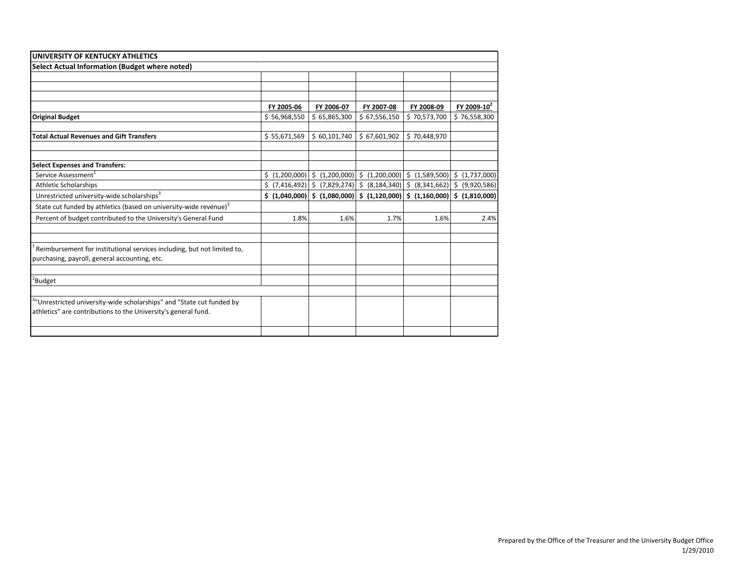| UNIVERSITY OF KENTUCKY ATHLETICS | | | | | |
|---|---|---|---|---|---|
| **Select Actual Information (Budget where noted)** | | | | | |
| | **FY 2005-06** | **FY 2006-07** | **FY 2007-08** | **FY 2008-09** | **FY 2009-10[2]** |
| **Original Budget** | $ 56,968,550 | $ 65,865,300 | $ 67,556,150 | $ 70,573,700 | $ 76,558,300 |
| **Total Actual Revenues and Gift Transfers** | $ 55,671,569 | $ 60,101,740 | $ 67,601,902 | $ 70,448,970 | |
| **Select Expenses and Transfers:** | | | | | |
| Service Assessment[1] | $ (1,200,000) | $ (1,200,000) | $ (1,200,000) | $ (1,589,500) | $ (1,737,000) |
| Athletic Scholarships | $ (7,416,492) | $ (7,829,274) | $ (8,184,340) | $ (8,341,662) | $ (9,920,586) |
| Unrestricted university-wide scholarships[3] | **$ (1,040,000)** | **$ (1,080,000)** | **$ (1,120,000)** | **$ (1,160,000)** | **$ (1,810,000)** |
| State cut funded by athletics (based on university-wide revenue)[3] | | | | | |
| Percent of budget contributed to the University's General Fund | 1.8% | 1.6% | 1.7% | 1.6% | 2.4% |

[1] Reimbursement for institutional services including, but not limited to, purchasing, payroll, general accounting, etc.

[2] Budget

[3] "Unrestricted university-wide scholarships" and "State cut funded by athletics" are contributions to the University's general fund.

Prepared by the Office of the Treasurer and the University Budget Office
1/29/2010